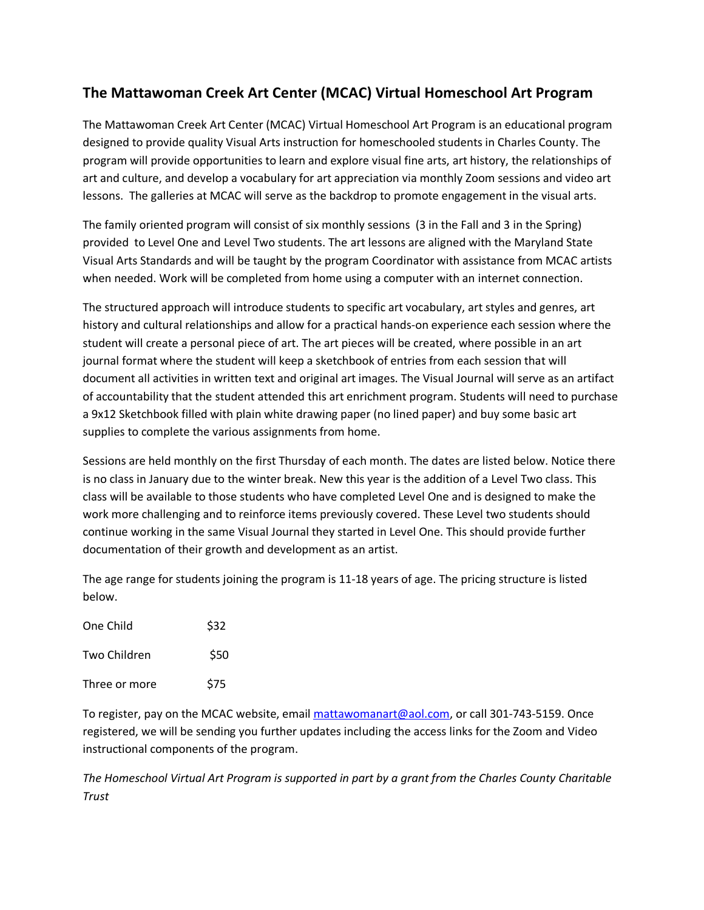## The Mattawoman Creek Art Center (MCAC) Virtual Homeschool Art Program

The Mattawoman Creek Art Center (MCAC) Virtual Homeschool Art Program is an educational program designed to provide quality Visual Arts instruction for homeschooled students in Charles County. The program will provide opportunities to learn and explore visual fine arts, art history, the relationships of art and culture, and develop a vocabulary for art appreciation via monthly Zoom sessions and video art lessons. The galleries at MCAC will serve as the backdrop to promote engagement in the visual arts.

The family oriented program will consist of six monthly sessions (3 in the Fall and 3 in the Spring) provided to Level One and Level Two students. The art lessons are aligned with the Maryland State Visual Arts Standards and will be taught by the program Coordinator with assistance from MCAC artists when needed. Work will be completed from home using a computer with an internet connection.

The structured approach will introduce students to specific art vocabulary, art styles and genres, art history and cultural relationships and allow for a practical hands-on experience each session where the student will create a personal piece of art. The art pieces will be created, where possible in an art journal format where the student will keep a sketchbook of entries from each session that will document all activities in written text and original art images. The Visual Journal will serve as an artifact of accountability that the student attended this art enrichment program. Students will need to purchase a 9x12 Sketchbook filled with plain white drawing paper (no lined paper) and buy some basic art supplies to complete the various assignments from home.

Sessions are held monthly on the first Thursday of each month. The dates are listed below. Notice there is no class in January due to the winter break. New this year is the addition of a Level Two class. This class will be available to those students who have completed Level One and is designed to make the work more challenging and to reinforce items previously covered. These Level two students should continue working in the same Visual Journal they started in Level One. This should provide further documentation of their growth and development as an artist.

The age range for students joining the program is 11-18 years of age. The pricing structure is listed below.

| | |
|---|---|
| One Child | $32 |
| Two Children | $50 |
| Three or more | $75 |

To register, pay on the MCAC website, email mattawomanart@aol.com, or call 301-743-5159. Once registered, we will be sending you further updates including the access links for the Zoom and Video instructional components of the program.

*The Homeschool Virtual Art Program is supported in part by a grant from the Charles County Charitable Trust*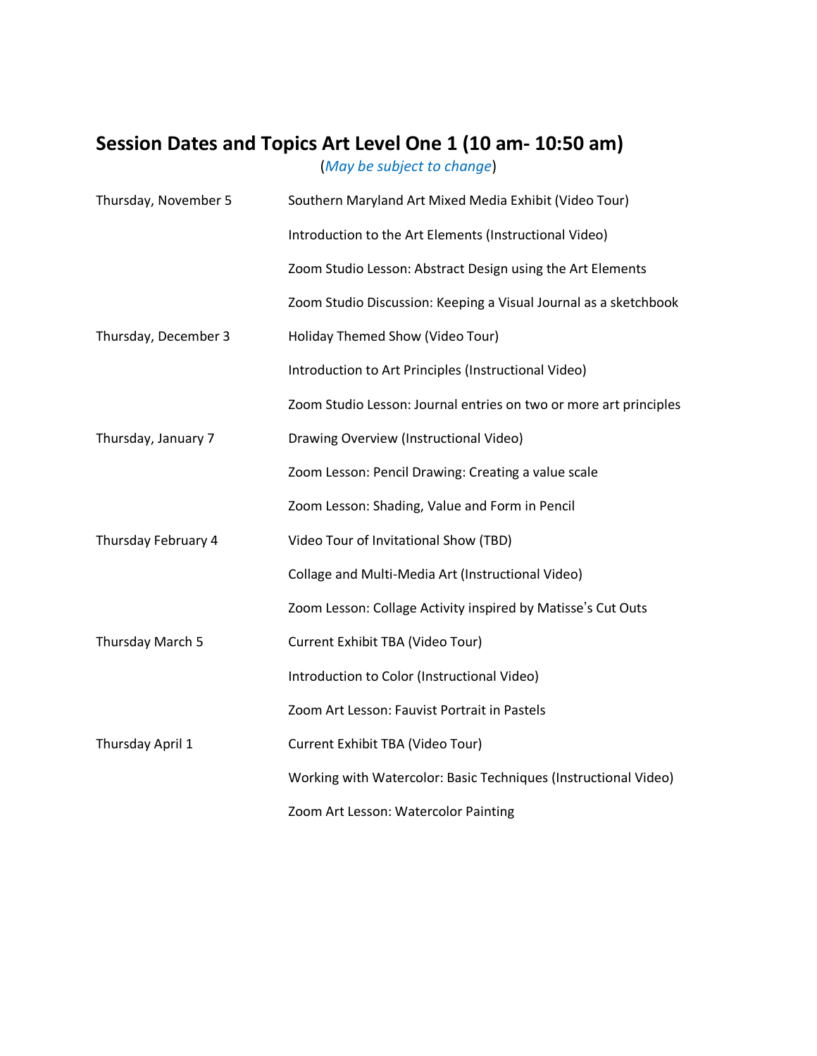## Session Dates and Topics Art Level One 1 (10 am- 10:50 am)

(*May be subject to change*)

| | |
|---|---|
| Thursday, November 5 | Southern Maryland Art Mixed Media Exhibit (Video Tour) |
| | Introduction to the Art Elements (Instructional Video) |
| | Zoom Studio Lesson: Abstract Design using the Art Elements |
| | Zoom Studio Discussion: Keeping a Visual Journal as a sketchbook |
| Thursday, December 3 | Holiday Themed Show (Video Tour) |
| | Introduction to Art Principles (Instructional Video) |
| | Zoom Studio Lesson: Journal entries on two or more art principles |
| Thursday, January 7 | Drawing Overview (Instructional Video) |
| | Zoom Lesson: Pencil Drawing: Creating a value scale |
| | Zoom Lesson: Shading, Value and Form in Pencil |
| Thursday February 4 | Video Tour of Invitational Show (TBD) |
| | Collage and Multi-Media Art (Instructional Video) |
| | Zoom Lesson: Collage Activity inspired by Matisse's Cut Outs |
| Thursday March 5 | Current Exhibit TBA (Video Tour) |
| | Introduction to Color (Instructional Video) |
| | Zoom Art Lesson: Fauvist Portrait in Pastels |
| Thursday April 1 | Current Exhibit TBA (Video Tour) |
| | Working with Watercolor: Basic Techniques (Instructional Video) |
| | Zoom Art Lesson: Watercolor Painting |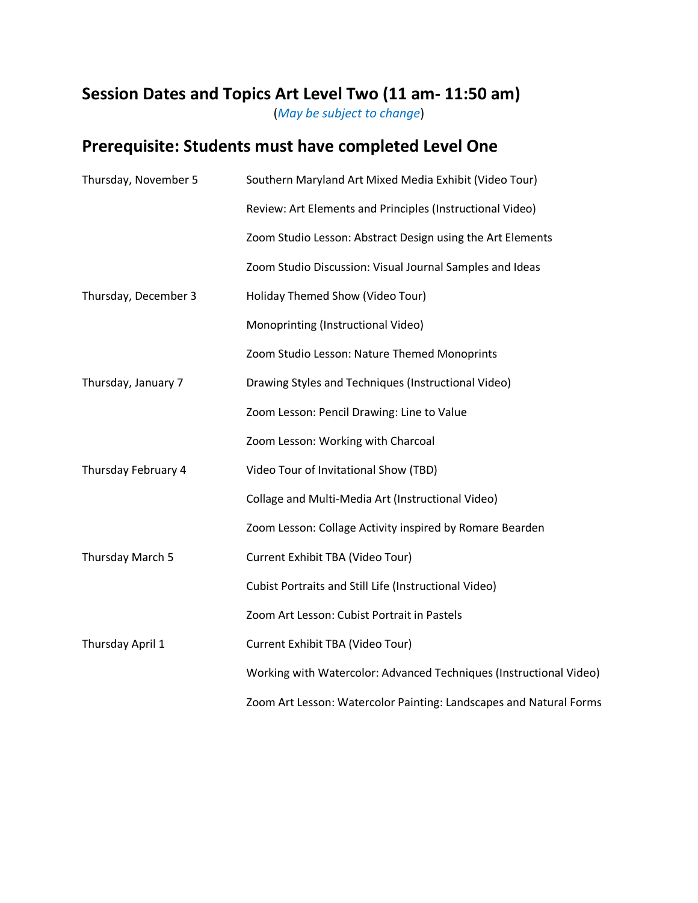## Session Dates and Topics Art Level Two (11 am- 11:50 am)

(*May be subject to change*)

## Prerequisite: Students must have completed Level One

| | |
|---|---|
| Thursday, November 5 | Southern Maryland Art Mixed Media Exhibit (Video Tour) |
| | Review: Art Elements and Principles (Instructional Video) |
| | Zoom Studio Lesson: Abstract Design using the Art Elements |
| | Zoom Studio Discussion: Visual Journal Samples and Ideas |
| Thursday, December 3 | Holiday Themed Show (Video Tour) |
| | Monoprinting (Instructional Video) |
| | Zoom Studio Lesson: Nature Themed Monoprints |
| Thursday, January 7 | Drawing Styles and Techniques (Instructional Video) |
| | Zoom Lesson: Pencil Drawing: Line to Value |
| | Zoom Lesson: Working with Charcoal |
| Thursday February 4 | Video Tour of Invitational Show (TBD) |
| | Collage and Multi-Media Art (Instructional Video) |
| | Zoom Lesson: Collage Activity inspired by Romare Bearden |
| Thursday March 5 | Current Exhibit TBA (Video Tour) |
| | Cubist Portraits and Still Life (Instructional Video) |
| | Zoom Art Lesson: Cubist Portrait in Pastels |
| Thursday April 1 | Current Exhibit TBA (Video Tour) |
| | Working with Watercolor: Advanced Techniques (Instructional Video) |
| | Zoom Art Lesson: Watercolor Painting: Landscapes and Natural Forms |